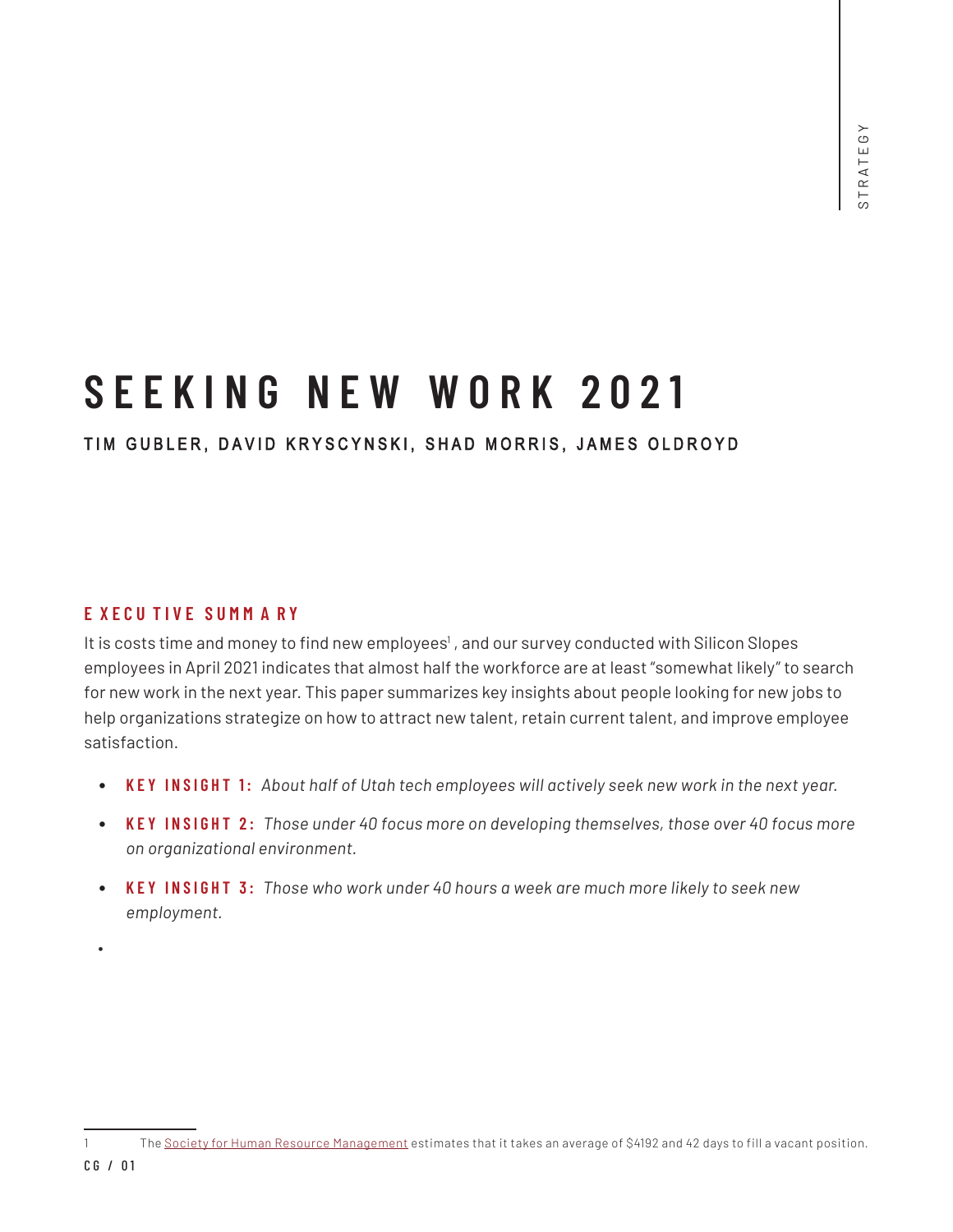# SEEKING NEW WORK 2021

TIM GUBLER, DAVID KRYSCYNSKI, SHAD MORRIS, JAMES OLDROYD

## EXECUTIVE SUMMARY

It is costs time and money to find new employees[1] , and our survey conducted with Silicon Slopes employees in April 2021 indicates that almost half the workforce are at least "somewhat likely" to search for new work in the next year. This paper summarizes key insights about people looking for new jobs to help organizations strategize on how to attract new talent, retain current talent, and improve employee satisfaction.

- **KEY INSIGHT 1:** *About half of Utah tech employees will actively seek new work in the next year.*
- **KEY INSIGHT 2:** *Those under 40 focus more on developing themselves, those over 40 focus more on organizational environment.*
- **KEY INSIGHT 3:** *Those who work under 40 hours a week are much more likely to seek new employment.*

---

1 The Society for Human Resource Management estimates that it takes an average of $4192 and 42 days to fill a vacant position.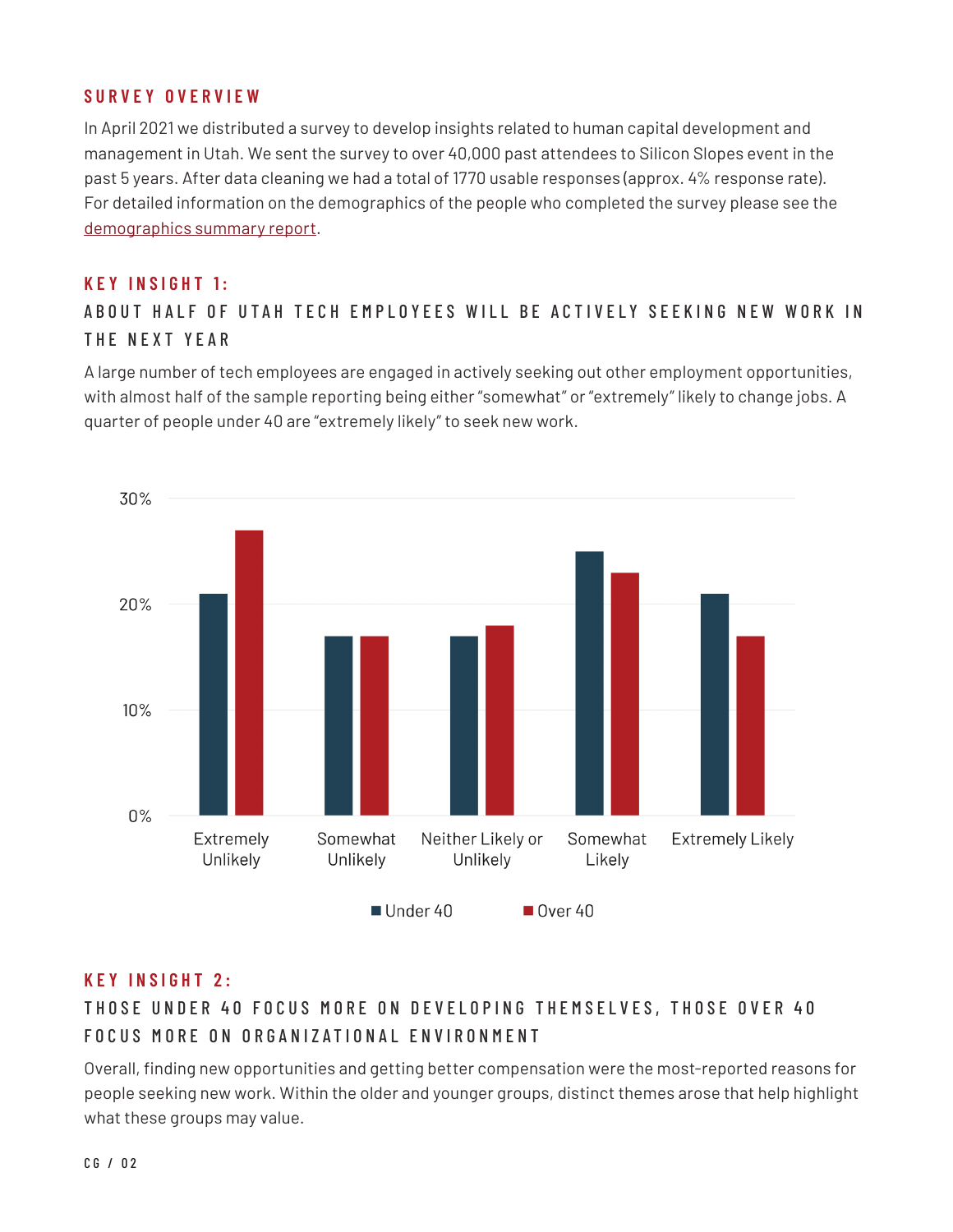## SURVEY OVERVIEW

In April 2021 we distributed a survey to develop insights related to human capital development and management in Utah. We sent the survey to over 40,000 past attendees to Silicon Slopes event in the past 5 years. After data cleaning we had a total of 1770 usable responses (approx. 4% response rate). For detailed information on the demographics of the people who completed the survey please see the demographics summary report.

## KEY INSIGHT 1:

### ABOUT HALF OF UTAH TECH EMPLOYEES WILL BE ACTIVELY SEEKING NEW WORK IN THE NEXT YEAR

A large number of tech employees are engaged in actively seeking out other employment opportunities, with almost half of the sample reporting being either "somewhat" or "extremely" likely to change jobs. A quarter of people under 40 are "extremely likely" to seek new work.

## KEY INSIGHT 2:

### THOSE UNDER 40 FOCUS MORE ON DEVELOPING THEMSELVES, THOSE OVER 40 FOCUS MORE ON ORGANIZATIONAL ENVIRONMENT

Overall, finding new opportunities and getting better compensation were the most-reported reasons for people seeking new work. Within the older and younger groups, distinct themes arose that help highlight what these groups may value.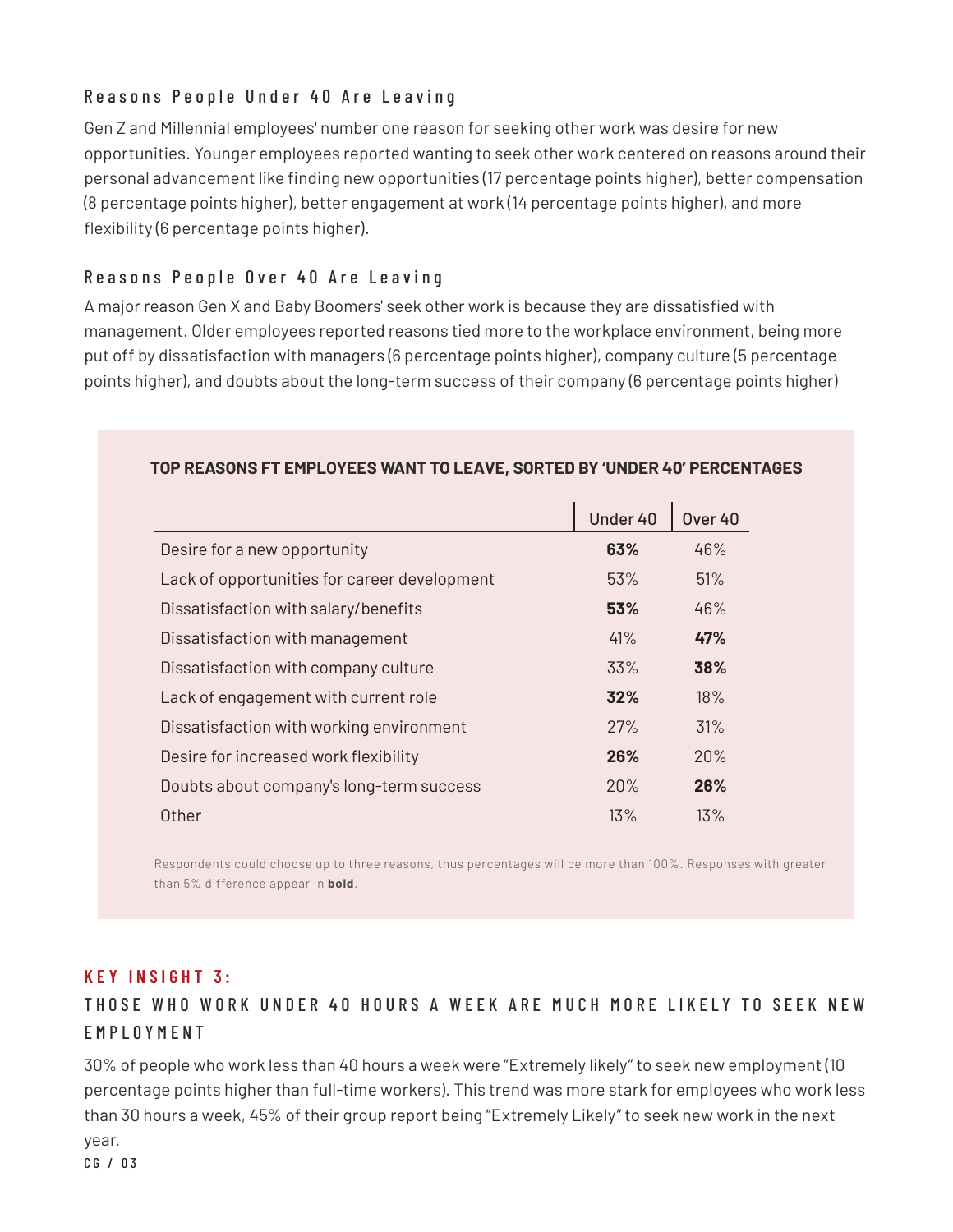### Reasons People Under 40 Are Leaving

Gen Z and Millennial employees' number one reason for seeking other work was desire for new opportunities. Younger employees reported wanting to seek other work centered on reasons around their personal advancement like finding new opportunities (17 percentage points higher), better compensation (8 percentage points higher), better engagement at work (14 percentage points higher), and more flexibility (6 percentage points higher).

### Reasons People Over 40 Are Leaving

A major reason Gen X and Baby Boomers' seek other work is because they are dissatisfied with management. Older employees reported reasons tied more to the workplace environment, being more put off by dissatisfaction with managers (6 percentage points higher), company culture (5 percentage points higher), and doubts about the long-term success of their company (6 percentage points higher)

**TOP REASONS FT EMPLOYEES WANT TO LEAVE, SORTED BY 'UNDER 40' PERCENTAGES**

| | Under 40 | Over 40 |
|---|---|---|
| Desire for a new opportunity | **63%** | 46% |
| Lack of opportunities for career development | 53% | 51% |
| Dissatisfaction with salary/benefits | **53%** | 46% |
| Dissatisfaction with management | 41% | **47%** |
| Dissatisfaction with company culture | 33% | **38%** |
| Lack of engagement with current role | **32%** | 18% |
| Dissatisfaction with working environment | 27% | 31% |
| Desire for increased work flexibility | **26%** | 20% |
| Doubts about company's long-term success | 20% | **26%** |
| Other | 13% | 13% |

Respondents could choose up to three reasons, thus percentages will be more than 100%. Responses with greater than 5% difference appear in **bold**.

## KEY INSIGHT 3:

## THOSE WHO WORK UNDER 40 HOURS A WEEK ARE MUCH MORE LIKELY TO SEEK NEW EMPLOYMENT

30% of people who work less than 40 hours a week were "Extremely likely" to seek new employment (10 percentage points higher than full-time workers). This trend was more stark for employees who work less than 30 hours a week, 45% of their group report being "Extremely Likely" to seek new work in the next year.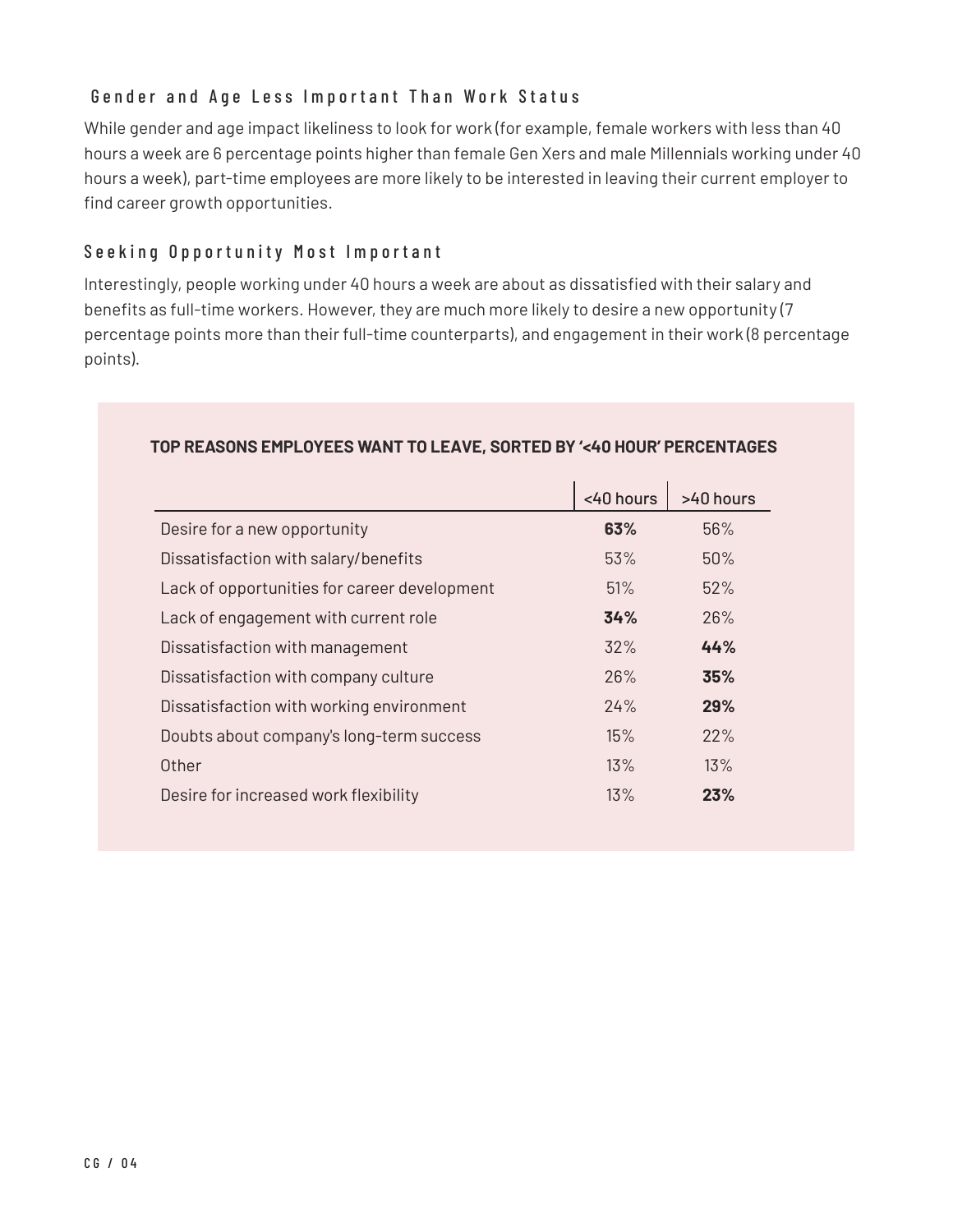### Gender and Age Less Important Than Work Status

While gender and age impact likeliness to look for work (for example, female workers with less than 40 hours a week are 6 percentage points higher than female Gen Xers and male Millennials working under 40 hours a week), part-time employees are more likely to be interested in leaving their current employer to find career growth opportunities.

### Seeking Opportunity Most Important

Interestingly, people working under 40 hours a week are about as dissatisfied with their salary and benefits as full-time workers. However, they are much more likely to desire a new opportunity (7 percentage points more than their full-time counterparts), and engagement in their work (8 percentage points).

**TOP REASONS EMPLOYEES WANT TO LEAVE, SORTED BY '<40 HOUR' PERCENTAGES**

| | <40 hours | >40 hours |
|---|---|---|
| Desire for a new opportunity | **63%** | 56% |
| Dissatisfaction with salary/benefits | 53% | 50% |
| Lack of opportunities for career development | 51% | 52% |
| Lack of engagement with current role | **34%** | 26% |
| Dissatisfaction with management | 32% | **44%** |
| Dissatisfaction with company culture | 26% | **35%** |
| Dissatisfaction with working environment | 24% | **29%** |
| Doubts about company's long-term success | 15% | 22% |
| Other | 13% | 13% |
| Desire for increased work flexibility | 13% | **23%** |